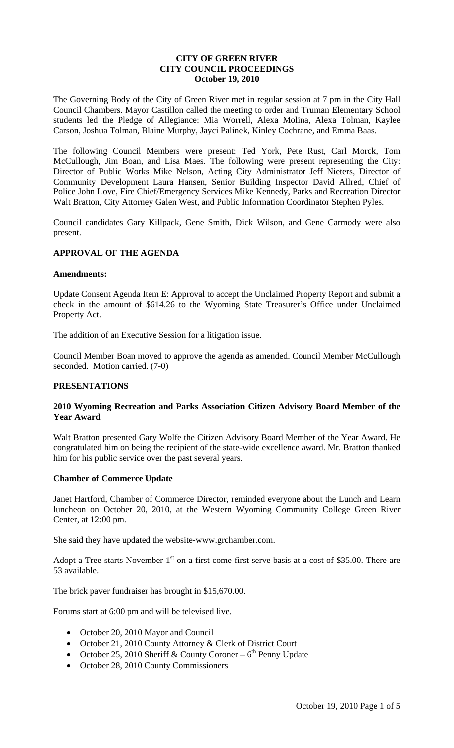**CITY OF GREEN RIVER**
**CITY COUNCIL PROCEEDINGS**
**October 19, 2010**

The Governing Body of the City of Green River met in regular session at 7 pm in the City Hall Council Chambers. Mayor Castillon called the meeting to order and Truman Elementary School students led the Pledge of Allegiance: Mia Worrell, Alexa Molina, Alexa Tolman, Kaylee Carson, Joshua Tolman, Blaine Murphy, Jayci Palinek, Kinley Cochrane, and Emma Baas.

The following Council Members were present: Ted York, Pete Rust, Carl Morck, Tom McCullough, Jim Boan, and Lisa Maes. The following were present representing the City: Director of Public Works Mike Nelson, Acting City Administrator Jeff Nieters, Director of Community Development Laura Hansen, Senior Building Inspector David Allred, Chief of Police John Love, Fire Chief/Emergency Services Mike Kennedy, Parks and Recreation Director Walt Bratton, City Attorney Galen West, and Public Information Coordinator Stephen Pyles.

Council candidates Gary Killpack, Gene Smith, Dick Wilson, and Gene Carmody were also present.

## APPROVAL OF THE AGENDA

### Amendments:

Update Consent Agenda Item E: Approval to accept the Unclaimed Property Report and submit a check in the amount of $614.26 to the Wyoming State Treasurer's Office under Unclaimed Property Act.

The addition of an Executive Session for a litigation issue.

Council Member Boan moved to approve the agenda as amended. Council Member McCullough seconded. Motion carried. (7-0)

## PRESENTATIONS

### 2010 Wyoming Recreation and Parks Association Citizen Advisory Board Member of the Year Award

Walt Bratton presented Gary Wolfe the Citizen Advisory Board Member of the Year Award. He congratulated him on being the recipient of the state-wide excellence award. Mr. Bratton thanked him for his public service over the past several years.

### Chamber of Commerce Update

Janet Hartford, Chamber of Commerce Director, reminded everyone about the Lunch and Learn luncheon on October 20, 2010, at the Western Wyoming Community College Green River Center, at 12:00 pm.

She said they have updated the website-www.grchamber.com.

Adopt a Tree starts November 1st on a first come first serve basis at a cost of $35.00. There are 53 available.

The brick paver fundraiser has brought in $15,670.00.

Forums start at 6:00 pm and will be televised live.

- October 20, 2010 Mayor and Council
- October 21, 2010 County Attorney & Clerk of District Court
- October 25, 2010 Sheriff & County Coroner – 6th Penny Update
- October 28, 2010 County Commissioners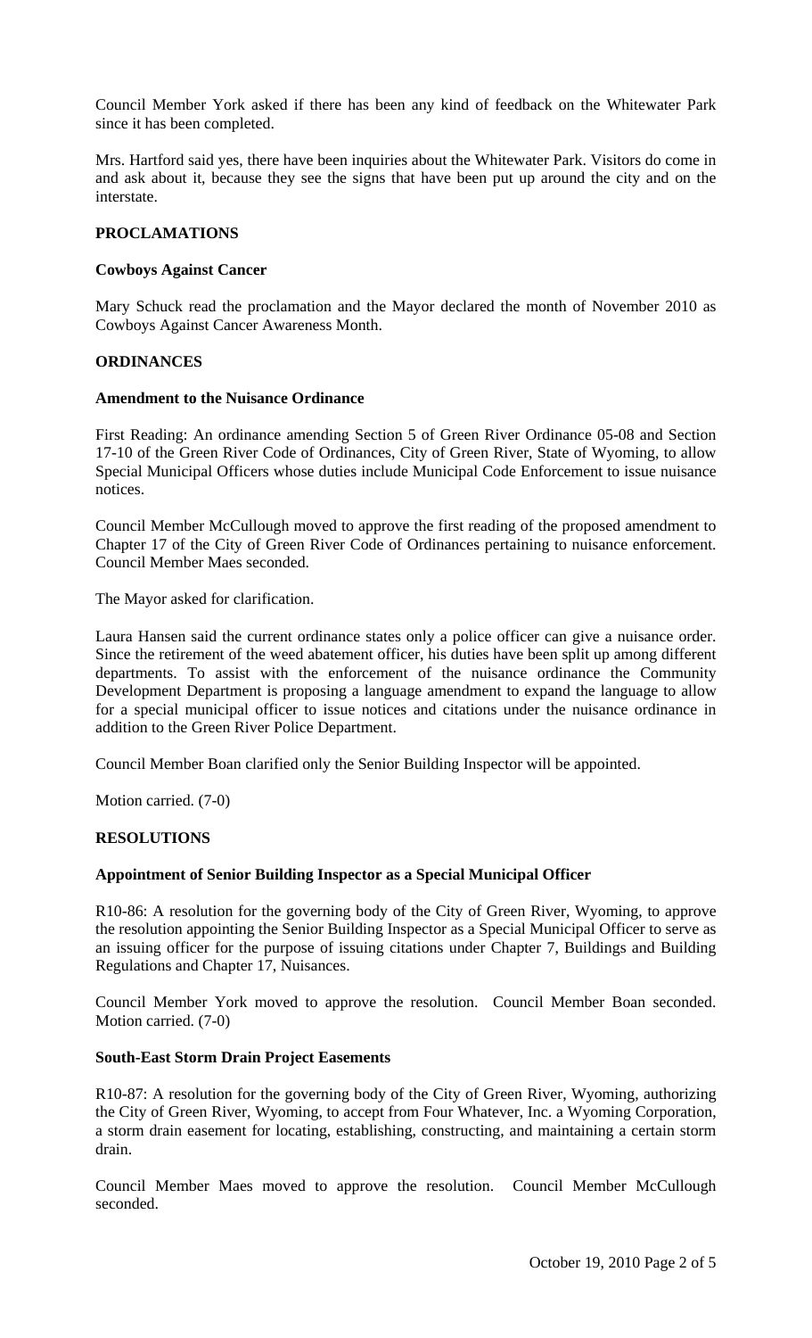Council Member York asked if there has been any kind of feedback on the Whitewater Park since it has been completed.

Mrs. Hartford said yes, there have been inquiries about the Whitewater Park. Visitors do come in and ask about it, because they see the signs that have been put up around the city and on the interstate.

## PROCLAMATIONS

### Cowboys Against Cancer

Mary Schuck read the proclamation and the Mayor declared the month of November 2010 as Cowboys Against Cancer Awareness Month.

## ORDINANCES

### Amendment to the Nuisance Ordinance

First Reading: An ordinance amending Section 5 of Green River Ordinance 05-08 and Section 17-10 of the Green River Code of Ordinances, City of Green River, State of Wyoming, to allow Special Municipal Officers whose duties include Municipal Code Enforcement to issue nuisance notices.

Council Member McCullough moved to approve the first reading of the proposed amendment to Chapter 17 of the City of Green River Code of Ordinances pertaining to nuisance enforcement. Council Member Maes seconded.

The Mayor asked for clarification.

Laura Hansen said the current ordinance states only a police officer can give a nuisance order. Since the retirement of the weed abatement officer, his duties have been split up among different departments. To assist with the enforcement of the nuisance ordinance the Community Development Department is proposing a language amendment to expand the language to allow for a special municipal officer to issue notices and citations under the nuisance ordinance in addition to the Green River Police Department.

Council Member Boan clarified only the Senior Building Inspector will be appointed.

Motion carried. (7-0)

## RESOLUTIONS

### Appointment of Senior Building Inspector as a Special Municipal Officer

R10-86: A resolution for the governing body of the City of Green River, Wyoming, to approve the resolution appointing the Senior Building Inspector as a Special Municipal Officer to serve as an issuing officer for the purpose of issuing citations under Chapter 7, Buildings and Building Regulations and Chapter 17, Nuisances.

Council Member York moved to approve the resolution. Council Member Boan seconded. Motion carried. (7-0)

### South-East Storm Drain Project Easements

R10-87: A resolution for the governing body of the City of Green River, Wyoming, authorizing the City of Green River, Wyoming, to accept from Four Whatever, Inc. a Wyoming Corporation, a storm drain easement for locating, establishing, constructing, and maintaining a certain storm drain.

Council Member Maes moved to approve the resolution. Council Member McCullough seconded.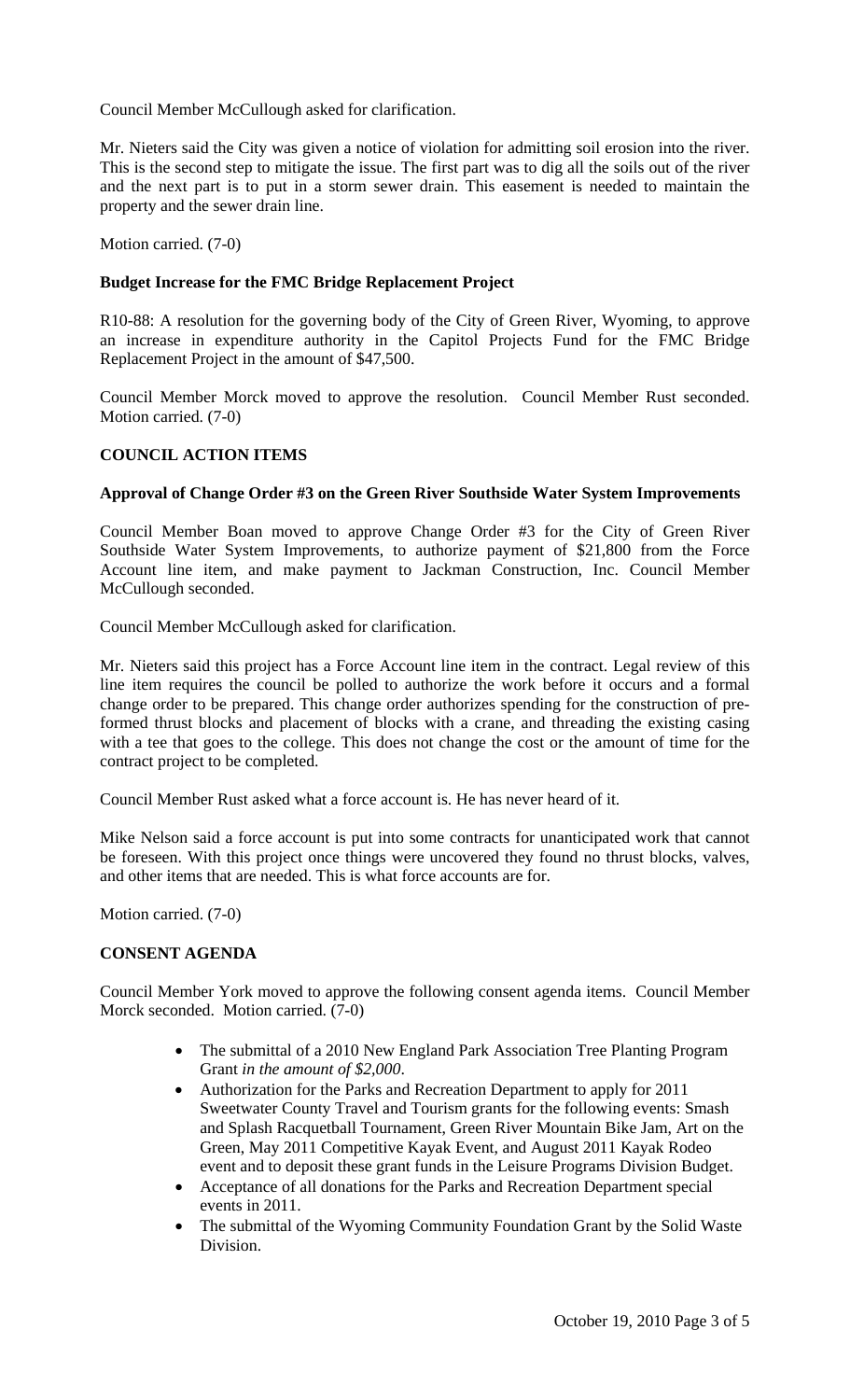Council Member McCullough asked for clarification.

Mr. Nieters said the City was given a notice of violation for admitting soil erosion into the river. This is the second step to mitigate the issue. The first part was to dig all the soils out of the river and the next part is to put in a storm sewer drain. This easement is needed to maintain the property and the sewer drain line.

Motion carried. (7-0)

### Budget Increase for the FMC Bridge Replacement Project

R10-88: A resolution for the governing body of the City of Green River, Wyoming, to approve an increase in expenditure authority in the Capitol Projects Fund for the FMC Bridge Replacement Project in the amount of $47,500.

Council Member Morck moved to approve the resolution. Council Member Rust seconded. Motion carried. (7-0)

## COUNCIL ACTION ITEMS

### Approval of Change Order #3 on the Green River Southside Water System Improvements

Council Member Boan moved to approve Change Order #3 for the City of Green River Southside Water System Improvements, to authorize payment of $21,800 from the Force Account line item, and make payment to Jackman Construction, Inc. Council Member McCullough seconded.

Council Member McCullough asked for clarification.

Mr. Nieters said this project has a Force Account line item in the contract. Legal review of this line item requires the council be polled to authorize the work before it occurs and a formal change order to be prepared. This change order authorizes spending for the construction of pre-formed thrust blocks and placement of blocks with a crane, and threading the existing casing with a tee that goes to the college. This does not change the cost or the amount of time for the contract project to be completed.

Council Member Rust asked what a force account is. He has never heard of it.

Mike Nelson said a force account is put into some contracts for unanticipated work that cannot be foreseen. With this project once things were uncovered they found no thrust blocks, valves, and other items that are needed. This is what force accounts are for.

Motion carried. (7-0)

## CONSENT AGENDA

Council Member York moved to approve the following consent agenda items. Council Member Morck seconded. Motion carried. (7-0)

- The submittal of a 2010 New England Park Association Tree Planting Program Grant *in the amount of $2,000*.
- Authorization for the Parks and Recreation Department to apply for 2011 Sweetwater County Travel and Tourism grants for the following events: Smash and Splash Racquetball Tournament, Green River Mountain Bike Jam, Art on the Green, May 2011 Competitive Kayak Event, and August 2011 Kayak Rodeo event and to deposit these grant funds in the Leisure Programs Division Budget.
- Acceptance of all donations for the Parks and Recreation Department special events in 2011.
- The submittal of the Wyoming Community Foundation Grant by the Solid Waste Division.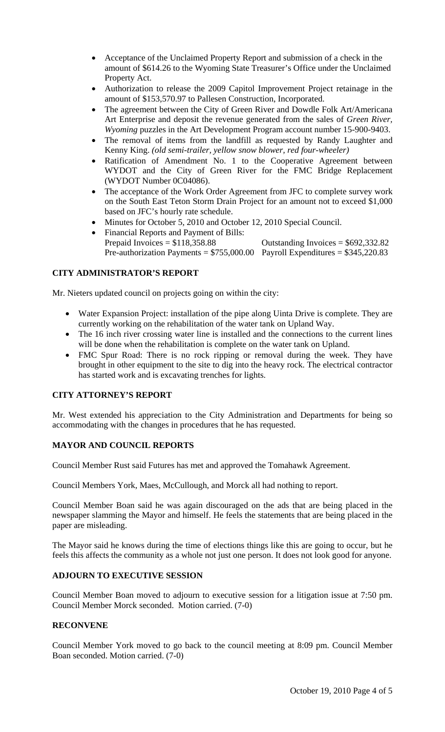- Acceptance of the Unclaimed Property Report and submission of a check in the amount of $614.26 to the Wyoming State Treasurer's Office under the Unclaimed Property Act.
- Authorization to release the 2009 Capitol Improvement Project retainage in the amount of $153,570.97 to Pallesen Construction, Incorporated.
- The agreement between the City of Green River and Dowdle Folk Art/Americana Art Enterprise and deposit the revenue generated from the sales of *Green River, Wyoming* puzzles in the Art Development Program account number 15-900-9403.
- The removal of items from the landfill as requested by Randy Laughter and Kenny King. *(old semi-trailer, yellow snow blower, red four-wheeler)*
- Ratification of Amendment No. 1 to the Cooperative Agreement between WYDOT and the City of Green River for the FMC Bridge Replacement (WYDOT Number 0C04086).
- The acceptance of the Work Order Agreement from JFC to complete survey work on the South East Teton Storm Drain Project for an amount not to exceed $1,000 based on JFC's hourly rate schedule.
- Minutes for October 5, 2010 and October 12, 2010 Special Council.
- Financial Reports and Payment of Bills:
  Prepaid Invoices = $118,358.88    Outstanding Invoices = $692,332.82
  Pre-authorization Payments = $755,000.00    Payroll Expenditures = $345,220.83

## CITY ADMINISTRATOR'S REPORT

Mr. Nieters updated council on projects going on within the city:

- Water Expansion Project: installation of the pipe along Uinta Drive is complete. They are currently working on the rehabilitation of the water tank on Upland Way.
- The 16 inch river crossing water line is installed and the connections to the current lines will be done when the rehabilitation is complete on the water tank on Upland.
- FMC Spur Road: There is no rock ripping or removal during the week. They have brought in other equipment to the site to dig into the heavy rock. The electrical contractor has started work and is excavating trenches for lights.

## CITY ATTORNEY'S REPORT

Mr. West extended his appreciation to the City Administration and Departments for being so accommodating with the changes in procedures that he has requested.

## MAYOR AND COUNCIL REPORTS

Council Member Rust said Futures has met and approved the Tomahawk Agreement.

Council Members York, Maes, McCullough, and Morck all had nothing to report.

Council Member Boan said he was again discouraged on the ads that are being placed in the newspaper slamming the Mayor and himself. He feels the statements that are being placed in the paper are misleading.

The Mayor said he knows during the time of elections things like this are going to occur, but he feels this affects the community as a whole not just one person. It does not look good for anyone.

## ADJOURN TO EXECUTIVE SESSION

Council Member Boan moved to adjourn to executive session for a litigation issue at 7:50 pm. Council Member Morck seconded. Motion carried. (7-0)

## RECONVENE

Council Member York moved to go back to the council meeting at 8:09 pm. Council Member Boan seconded. Motion carried. (7-0)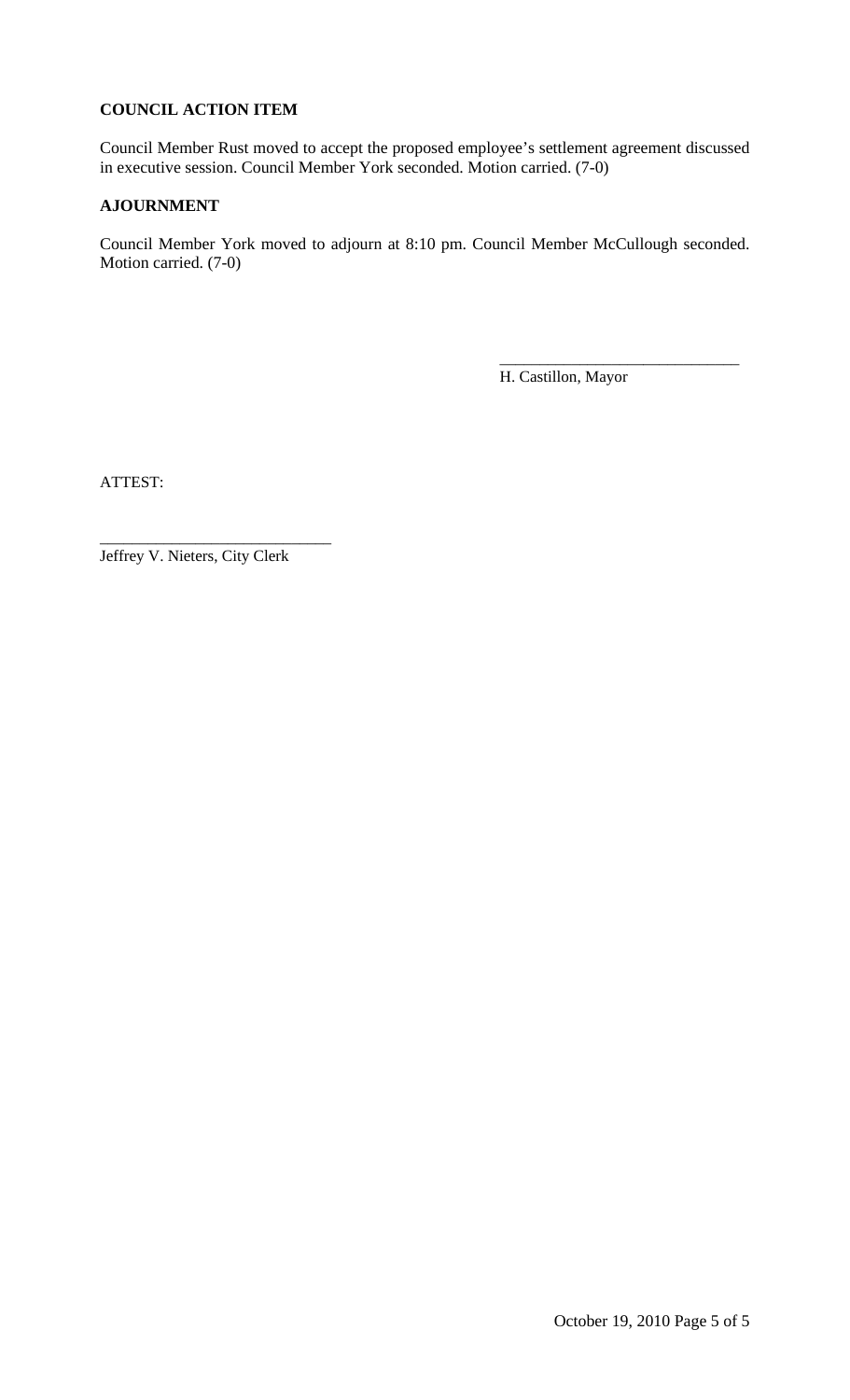**COUNCIL ACTION ITEM**

Council Member Rust moved to accept the proposed employee's settlement agreement discussed in executive session. Council Member York seconded. Motion carried. (7-0)

**AJOURNMENT**

Council Member York moved to adjourn at 8:10 pm. Council Member McCullough seconded. Motion carried. (7-0)

\_\_\_\_\_\_\_\_\_\_\_\_\_\_\_\_\_\_\_\_\_\_\_\_\_\_\_\_\_\_
H. Castillon, Mayor

ATTEST:

\_\_\_\_\_\_\_\_\_\_\_\_\_\_\_\_\_\_\_\_\_\_\_\_\_\_\_\_\_\_
Jeffrey V. Nieters, City Clerk